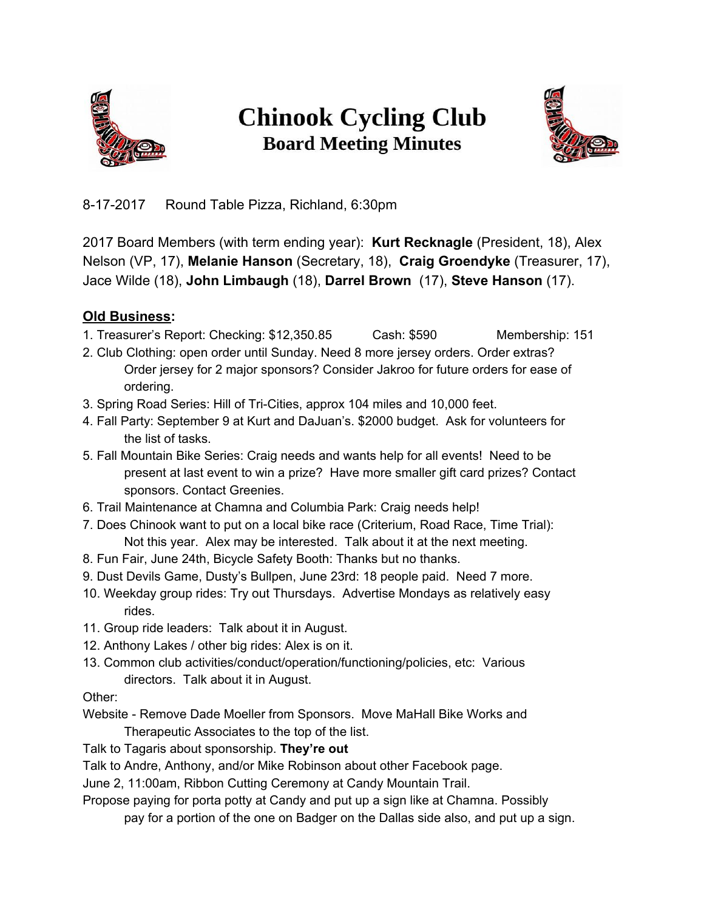# Chinook Cycling Club

## Board Meeting Minutes

8-17-2017 Round Table Pizza, Richland, 6:30pm

2017 Board Members (with term ending year): **Kurt Recknagle** (President, 18), Alex Nelson (VP, 17), **Melanie Hanson** (Secretary, 18), **Craig Groendyke** (Treasurer, 17), Jace Wilde (18), **John Limbaugh** (18), **Darrel Brown** (17), **Steve Hanson** (17).

### Old Business:

1. Treasurer's Report: Checking: $12,350.85 Cash: $590 Membership: 151
2. Club Clothing: open order until Sunday. Need 8 more jersey orders. Order extras? Order jersey for 2 major sponsors? Consider Jakroo for future orders for ease of ordering.
3. Spring Road Series: Hill of Tri-Cities, approx 104 miles and 10,000 feet.
4. Fall Party: September 9 at Kurt and DaJuan's. $2000 budget. Ask for volunteers for the list of tasks.
5. Fall Mountain Bike Series: Craig needs and wants help for all events! Need to be present at last event to win a prize? Have more smaller gift card prizes? Contact sponsors. Contact Greenies.
6. Trail Maintenance at Chamna and Columbia Park: Craig needs help!
7. Does Chinook want to put on a local bike race (Criterium, Road Race, Time Trial): Not this year. Alex may be interested. Talk about it at the next meeting.
8. Fun Fair, June 24th, Bicycle Safety Booth: Thanks but no thanks.
9. Dust Devils Game, Dusty's Bullpen, June 23rd: 18 people paid. Need 7 more.
10. Weekday group rides: Try out Thursdays. Advertise Mondays as relatively easy rides.
11. Group ride leaders: Talk about it in August.
12. Anthony Lakes / other big rides: Alex is on it.
13. Common club activities/conduct/operation/functioning/policies, etc: Various directors. Talk about it in August.

Other:

Website - Remove Dade Moeller from Sponsors. Move MaHall Bike Works and Therapeutic Associates to the top of the list.

Talk to Tagaris about sponsorship. **They're out**

Talk to Andre, Anthony, and/or Mike Robinson about other Facebook page.

June 2, 11:00am, Ribbon Cutting Ceremony at Candy Mountain Trail.

Propose paying for porta potty at Candy and put up a sign like at Chamna. Possibly pay for a portion of the one on Badger on the Dallas side also, and put up a sign.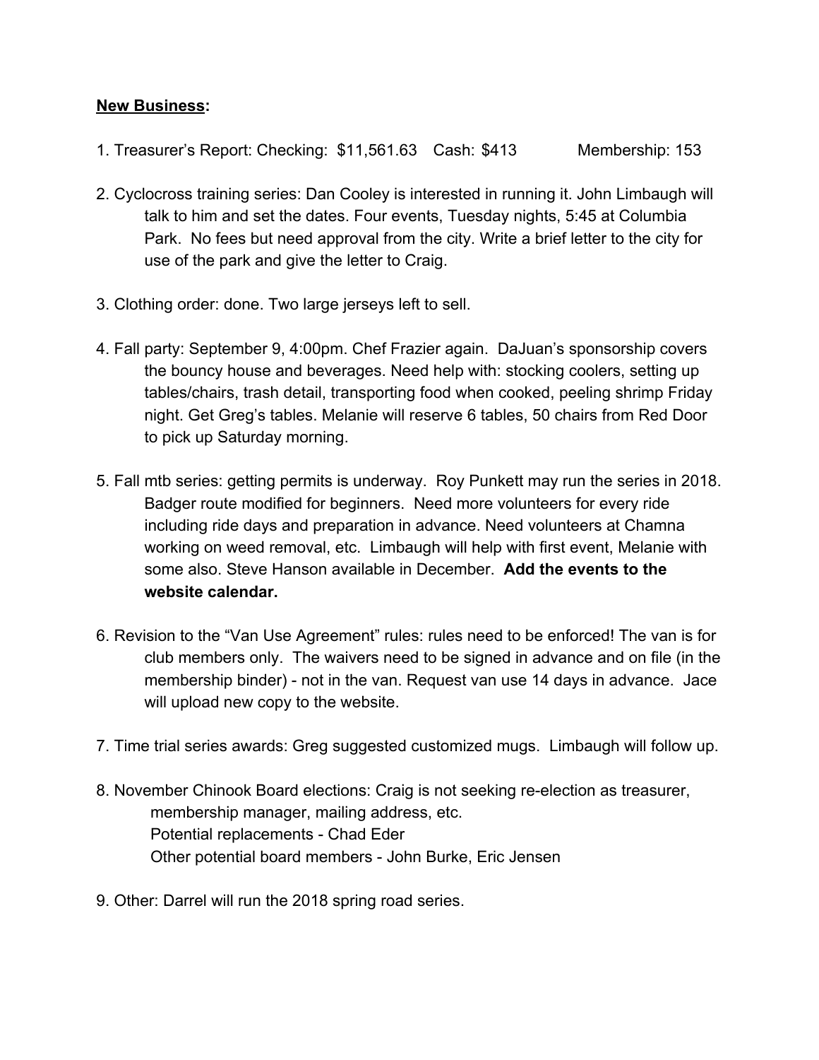**New Business:**

1. Treasurer's Report: Checking: $11,561.63 Cash: $413 Membership: 153

2. Cyclocross training series: Dan Cooley is interested in running it. John Limbaugh will talk to him and set the dates. Four events, Tuesday nights, 5:45 at Columbia Park. No fees but need approval from the city. Write a brief letter to the city for use of the park and give the letter to Craig.

3. Clothing order: done. Two large jerseys left to sell.

4. Fall party: September 9, 4:00pm. Chef Frazier again. DaJuan's sponsorship covers the bouncy house and beverages. Need help with: stocking coolers, setting up tables/chairs, trash detail, transporting food when cooked, peeling shrimp Friday night. Get Greg's tables. Melanie will reserve 6 tables, 50 chairs from Red Door to pick up Saturday morning.

5. Fall mtb series: getting permits is underway. Roy Punkett may run the series in 2018. Badger route modified for beginners. Need more volunteers for every ride including ride days and preparation in advance. Need volunteers at Chamna working on weed removal, etc. Limbaugh will help with first event, Melanie with some also. Steve Hanson available in December. **Add the events to the website calendar.**

6. Revision to the "Van Use Agreement" rules: rules need to be enforced! The van is for club members only. The waivers need to be signed in advance and on file (in the membership binder) - not in the van. Request van use 14 days in advance. Jace will upload new copy to the website.

7. Time trial series awards: Greg suggested customized mugs. Limbaugh will follow up.

8. November Chinook Board elections: Craig is not seeking re-election as treasurer, membership manager, mailing address, etc.
   Potential replacements - Chad Eder
   Other potential board members - John Burke, Eric Jensen

9. Other: Darrel will run the 2018 spring road series.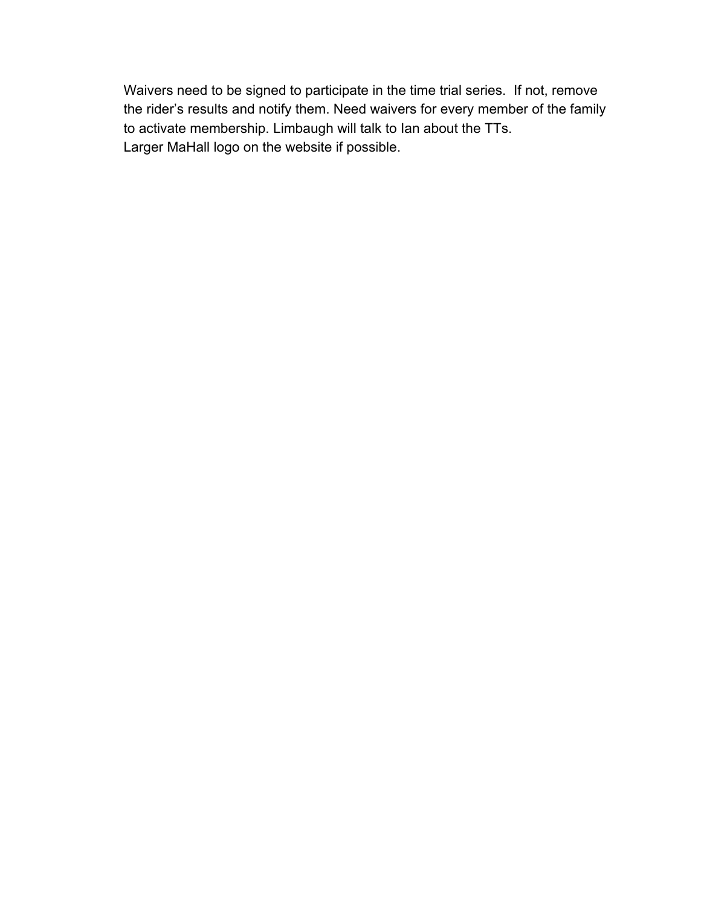Waivers need to be signed to participate in the time trial series. If not, remove the rider's results and notify them. Need waivers for every member of the family to activate membership. Limbaugh will talk to Ian about the TTs.
Larger MaHall logo on the website if possible.